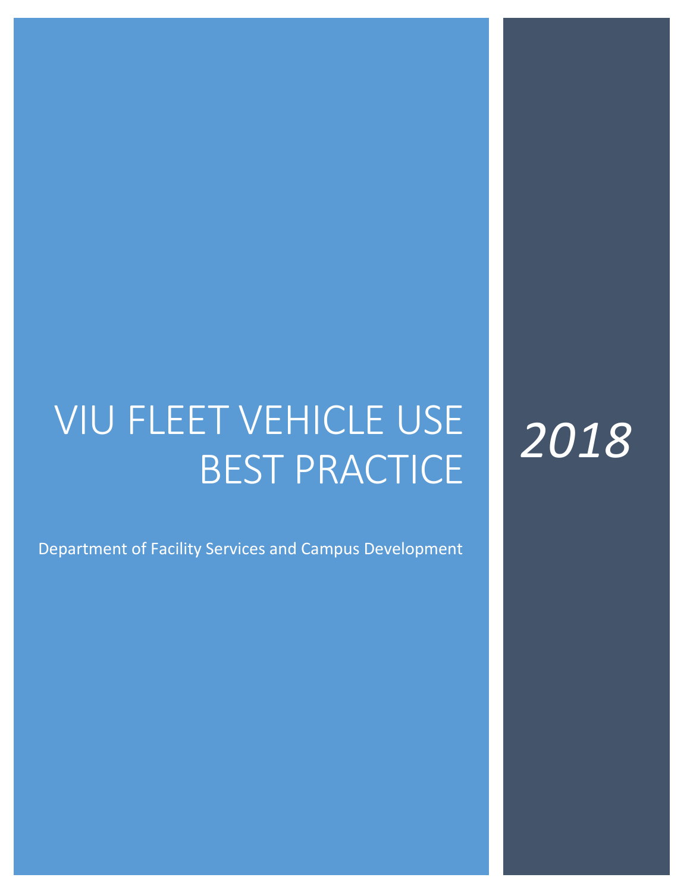# VIU FLEET VEHICLE USE BEST PRACTICE

*2018*

Department of Facility Services and Campus Development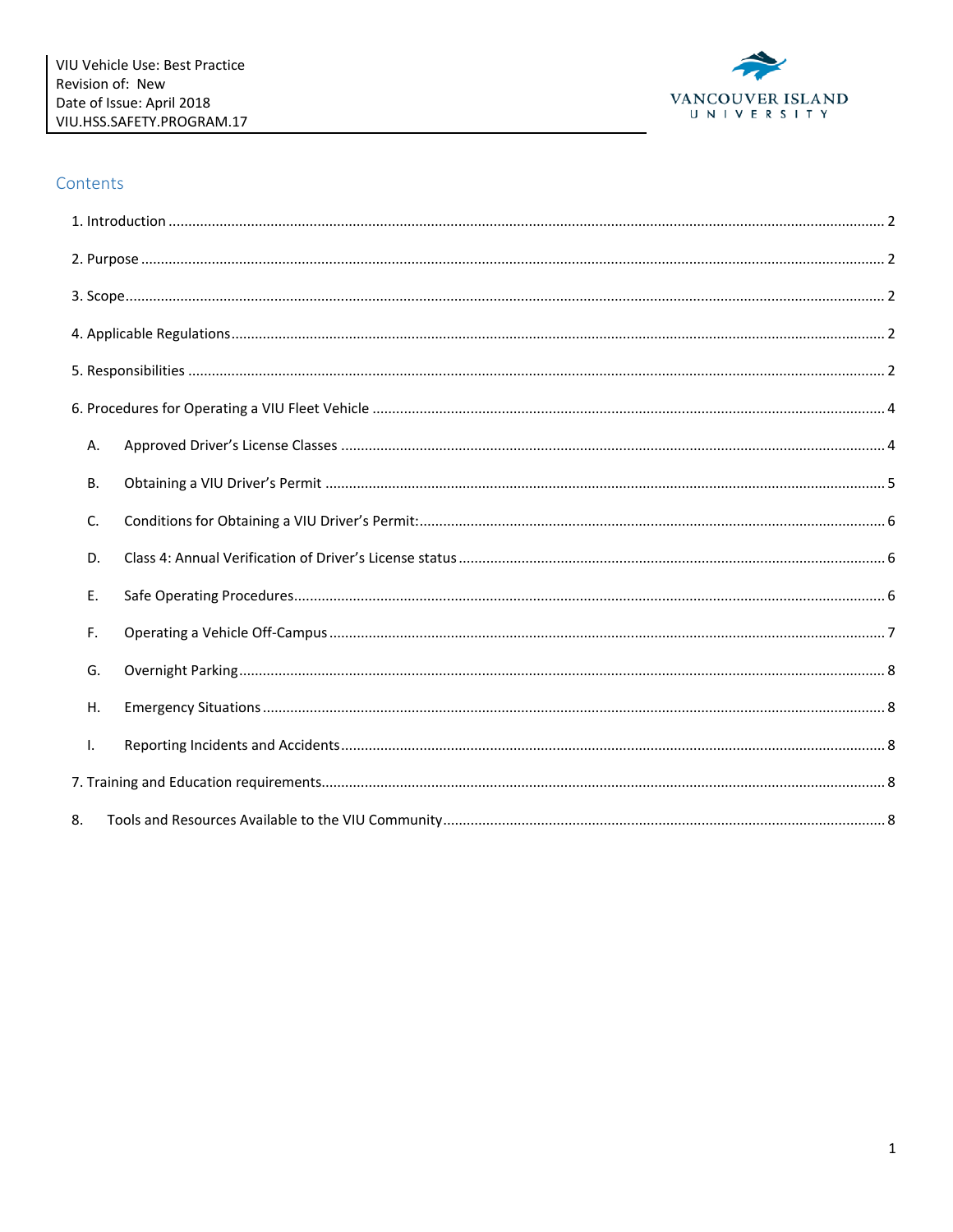VIU Vehicle Use: Best Practice
Revision of: New
Date of Issue: April 2018
VIU.HSS.SAFETY.PROGRAM.17

## Contents

1. Introduction ..... 2
2. Purpose ..... 2
3. Scope ..... 2
4. Applicable Regulations ..... 2
5. Responsibilities ..... 2
6. Procedures for Operating a VIU Fleet Vehicle ..... 4
   - A. Approved Driver's License Classes ..... 4
   - B. Obtaining a VIU Driver's Permit ..... 5
   - C. Conditions for Obtaining a VIU Driver's Permit: ..... 6
   - D. Class 4: Annual Verification of Driver's License status ..... 6
   - E. Safe Operating Procedures ..... 6
   - F. Operating a Vehicle Off-Campus ..... 7
   - G. Overnight Parking ..... 8
   - H. Emergency Situations ..... 8
   - I. Reporting Incidents and Accidents ..... 8
7. Training and Education requirements ..... 8
8. Tools and Resources Available to the VIU Community ..... 8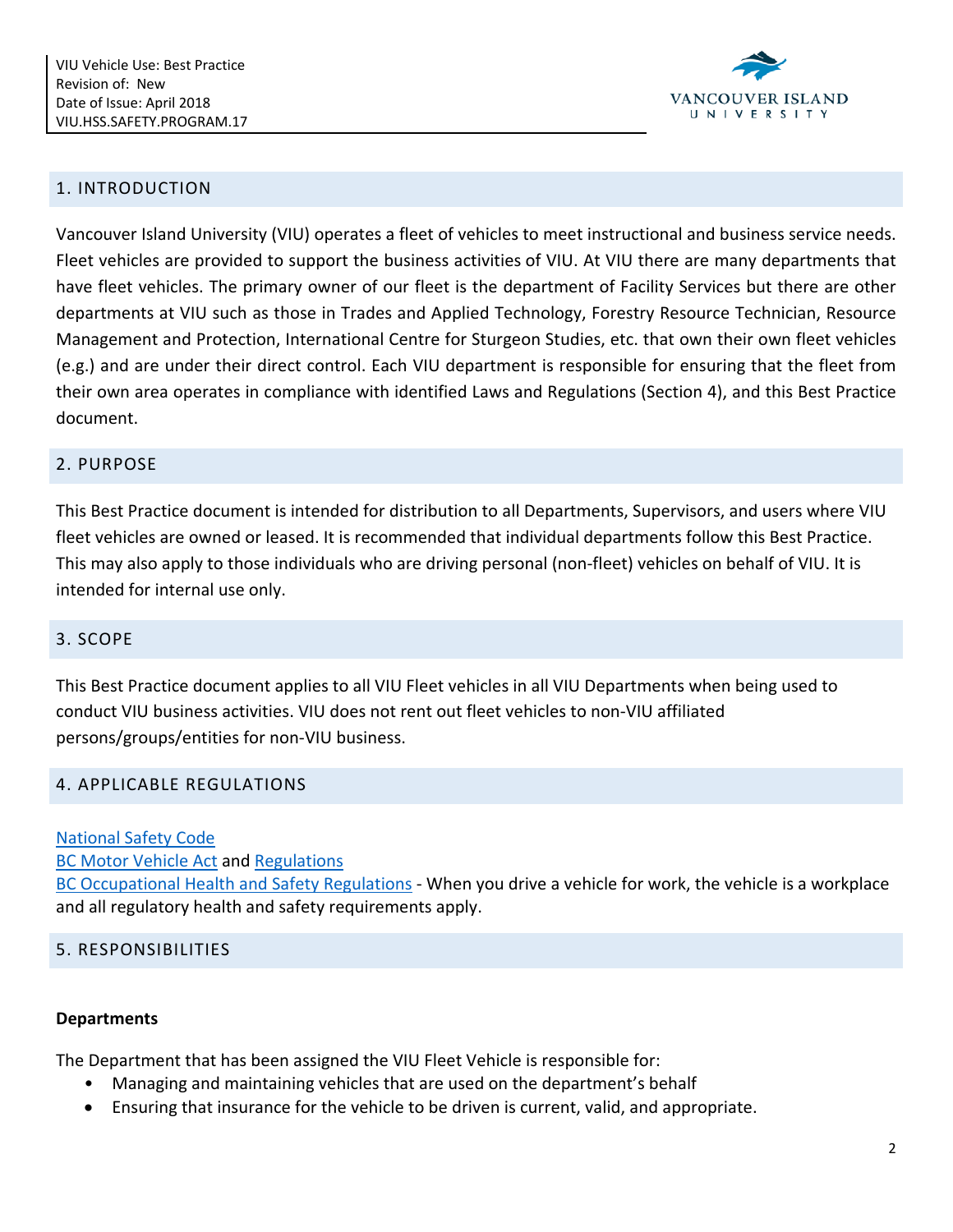## 1. INTRODUCTION

Vancouver Island University (VIU) operates a fleet of vehicles to meet instructional and business service needs. Fleet vehicles are provided to support the business activities of VIU. At VIU there are many departments that have fleet vehicles. The primary owner of our fleet is the department of Facility Services but there are other departments at VIU such as those in Trades and Applied Technology, Forestry Resource Technician, Resource Management and Protection, International Centre for Sturgeon Studies, etc. that own their own fleet vehicles (e.g.) and are under their direct control. Each VIU department is responsible for ensuring that the fleet from their own area operates in compliance with identified Laws and Regulations (Section 4), and this Best Practice document.

## 2. PURPOSE

This Best Practice document is intended for distribution to all Departments, Supervisors, and users where VIU fleet vehicles are owned or leased. It is recommended that individual departments follow this Best Practice. This may also apply to those individuals who are driving personal (non-fleet) vehicles on behalf of VIU. It is intended for internal use only.

## 3. SCOPE

This Best Practice document applies to all VIU Fleet vehicles in all VIU Departments when being used to conduct VIU business activities. VIU does not rent out fleet vehicles to non-VIU affiliated persons/groups/entities for non-VIU business.

## 4. APPLICABLE REGULATIONS

National Safety Code
BC Motor Vehicle Act and Regulations
BC Occupational Health and Safety Regulations - When you drive a vehicle for work, the vehicle is a workplace and all regulatory health and safety requirements apply.

## 5. RESPONSIBILITIES

**Departments**

The Department that has been assigned the VIU Fleet Vehicle is responsible for:

- Managing and maintaining vehicles that are used on the department's behalf
- Ensuring that insurance for the vehicle to be driven is current, valid, and appropriate.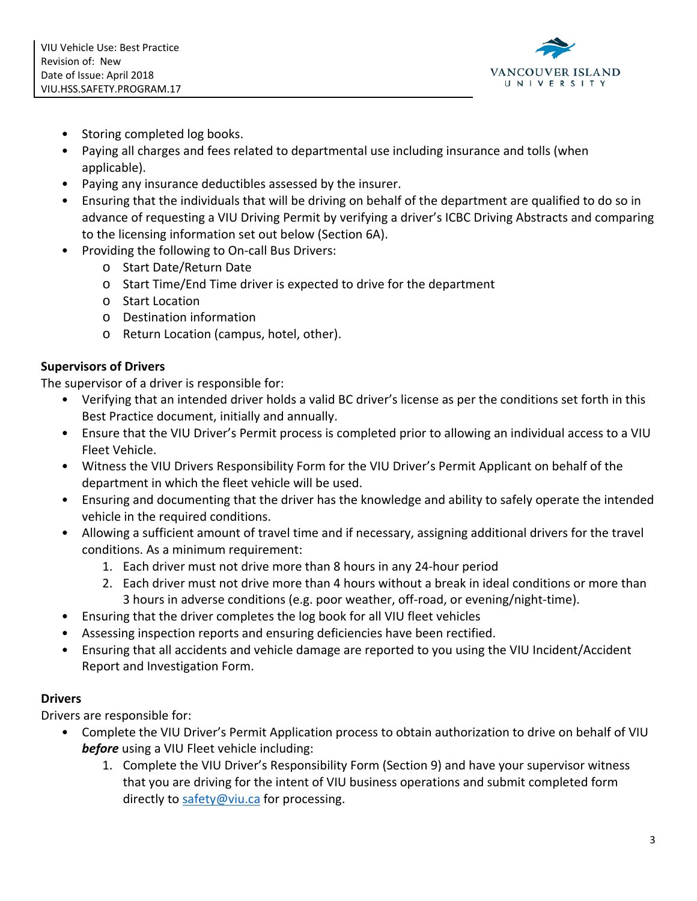- Storing completed log books.
- Paying all charges and fees related to departmental use including insurance and tolls (when applicable).
- Paying any insurance deductibles assessed by the insurer.
- Ensuring that the individuals that will be driving on behalf of the department are qualified to do so in advance of requesting a VIU Driving Permit by verifying a driver's ICBC Driving Abstracts and comparing to the licensing information set out below (Section 6A).
- Providing the following to On-call Bus Drivers:
  - Start Date/Return Date
  - Start Time/End Time driver is expected to drive for the department
  - Start Location
  - Destination information
  - Return Location (campus, hotel, other).

**Supervisors of Drivers**

The supervisor of a driver is responsible for:

- Verifying that an intended driver holds a valid BC driver's license as per the conditions set forth in this Best Practice document, initially and annually.
- Ensure that the VIU Driver's Permit process is completed prior to allowing an individual access to a VIU Fleet Vehicle.
- Witness the VIU Drivers Responsibility Form for the VIU Driver's Permit Applicant on behalf of the department in which the fleet vehicle will be used.
- Ensuring and documenting that the driver has the knowledge and ability to safely operate the intended vehicle in the required conditions.
- Allowing a sufficient amount of travel time and if necessary, assigning additional drivers for the travel conditions. As a minimum requirement:
  1. Each driver must not drive more than 8 hours in any 24-hour period
  2. Each driver must not drive more than 4 hours without a break in ideal conditions or more than 3 hours in adverse conditions (e.g. poor weather, off-road, or evening/night-time).
- Ensuring that the driver completes the log book for all VIU fleet vehicles
- Assessing inspection reports and ensuring deficiencies have been rectified.
- Ensuring that all accidents and vehicle damage are reported to you using the VIU Incident/Accident Report and Investigation Form.

**Drivers**

Drivers are responsible for:

- Complete the VIU Driver's Permit Application process to obtain authorization to drive on behalf of VIU ***before*** using a VIU Fleet vehicle including:
  1. Complete the VIU Driver's Responsibility Form (Section 9) and have your supervisor witness that you are driving for the intent of VIU business operations and submit completed form directly to [safety@viu.ca](mailto:safety@viu.ca) for processing.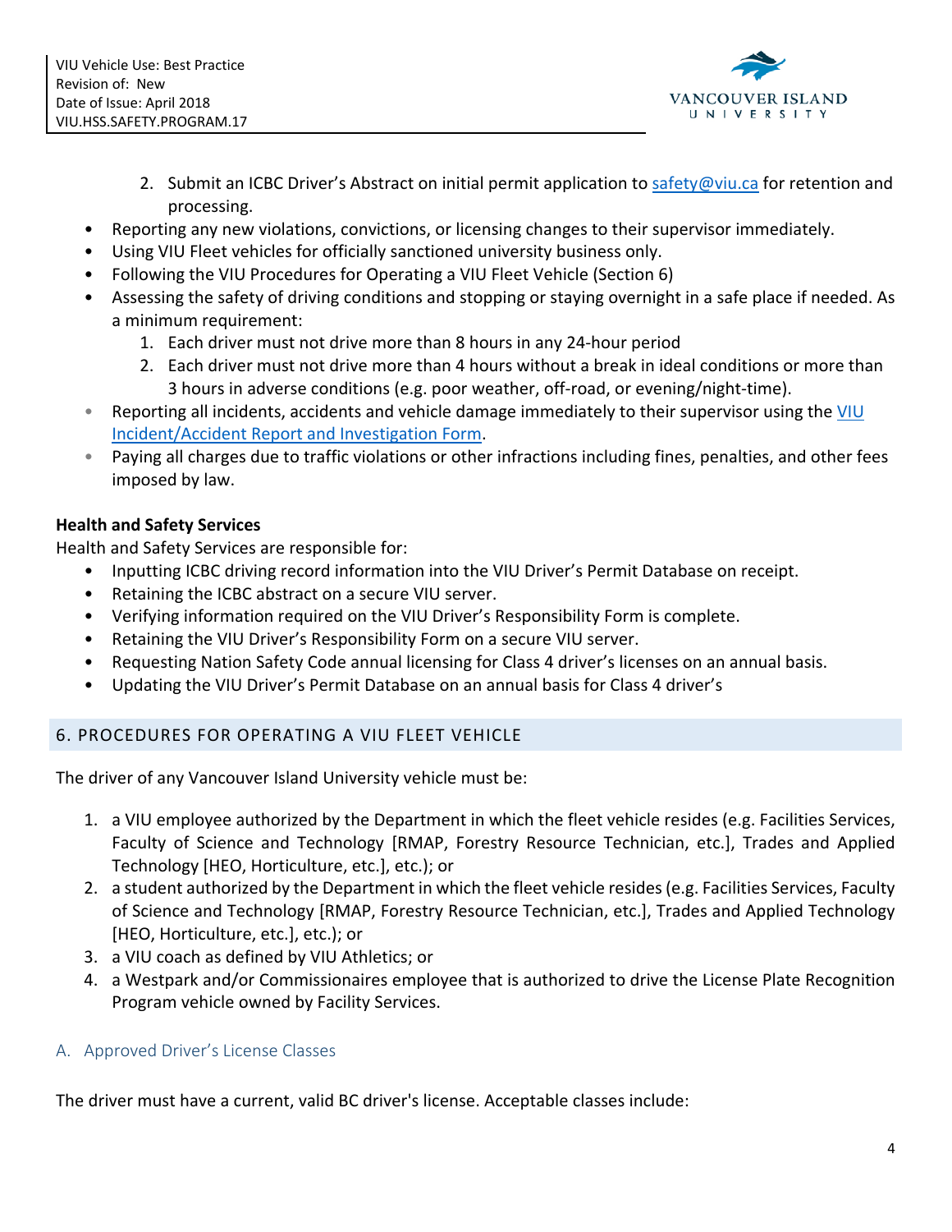2. Submit an ICBC Driver's Abstract on initial permit application to [safety@viu.ca](mailto:safety@viu.ca) for retention and processing.

- Reporting any new violations, convictions, or licensing changes to their supervisor immediately.
- Using VIU Fleet vehicles for officially sanctioned university business only.
- Following the VIU Procedures for Operating a VIU Fleet Vehicle (Section 6)
- Assessing the safety of driving conditions and stopping or staying overnight in a safe place if needed. As a minimum requirement:
    1. Each driver must not drive more than 8 hours in any 24-hour period
    2. Each driver must not drive more than 4 hours without a break in ideal conditions or more than 3 hours in adverse conditions (e.g. poor weather, off-road, or evening/night-time).
- Reporting all incidents, accidents and vehicle damage immediately to their supervisor using the VIU Incident/Accident Report and Investigation Form.
- Paying all charges due to traffic violations or other infractions including fines, penalties, and other fees imposed by law.

**Health and Safety Services**

Health and Safety Services are responsible for:

- Inputting ICBC driving record information into the VIU Driver's Permit Database on receipt.
- Retaining the ICBC abstract on a secure VIU server.
- Verifying information required on the VIU Driver's Responsibility Form is complete.
- Retaining the VIU Driver's Responsibility Form on a secure VIU server.
- Requesting Nation Safety Code annual licensing for Class 4 driver's licenses on an annual basis.
- Updating the VIU Driver's Permit Database on an annual basis for Class 4 driver's

## 6. PROCEDURES FOR OPERATING A VIU FLEET VEHICLE

The driver of any Vancouver Island University vehicle must be:

1. a VIU employee authorized by the Department in which the fleet vehicle resides (e.g. Facilities Services, Faculty of Science and Technology [RMAP, Forestry Resource Technician, etc.], Trades and Applied Technology [HEO, Horticulture, etc.], etc.); or
2. a student authorized by the Department in which the fleet vehicle resides (e.g. Facilities Services, Faculty of Science and Technology [RMAP, Forestry Resource Technician, etc.], Trades and Applied Technology [HEO, Horticulture, etc.], etc.); or
3. a VIU coach as defined by VIU Athletics; or
4. a Westpark and/or Commissionaires employee that is authorized to drive the License Plate Recognition Program vehicle owned by Facility Services.

### A. Approved Driver's License Classes

The driver must have a current, valid BC driver's license. Acceptable classes include: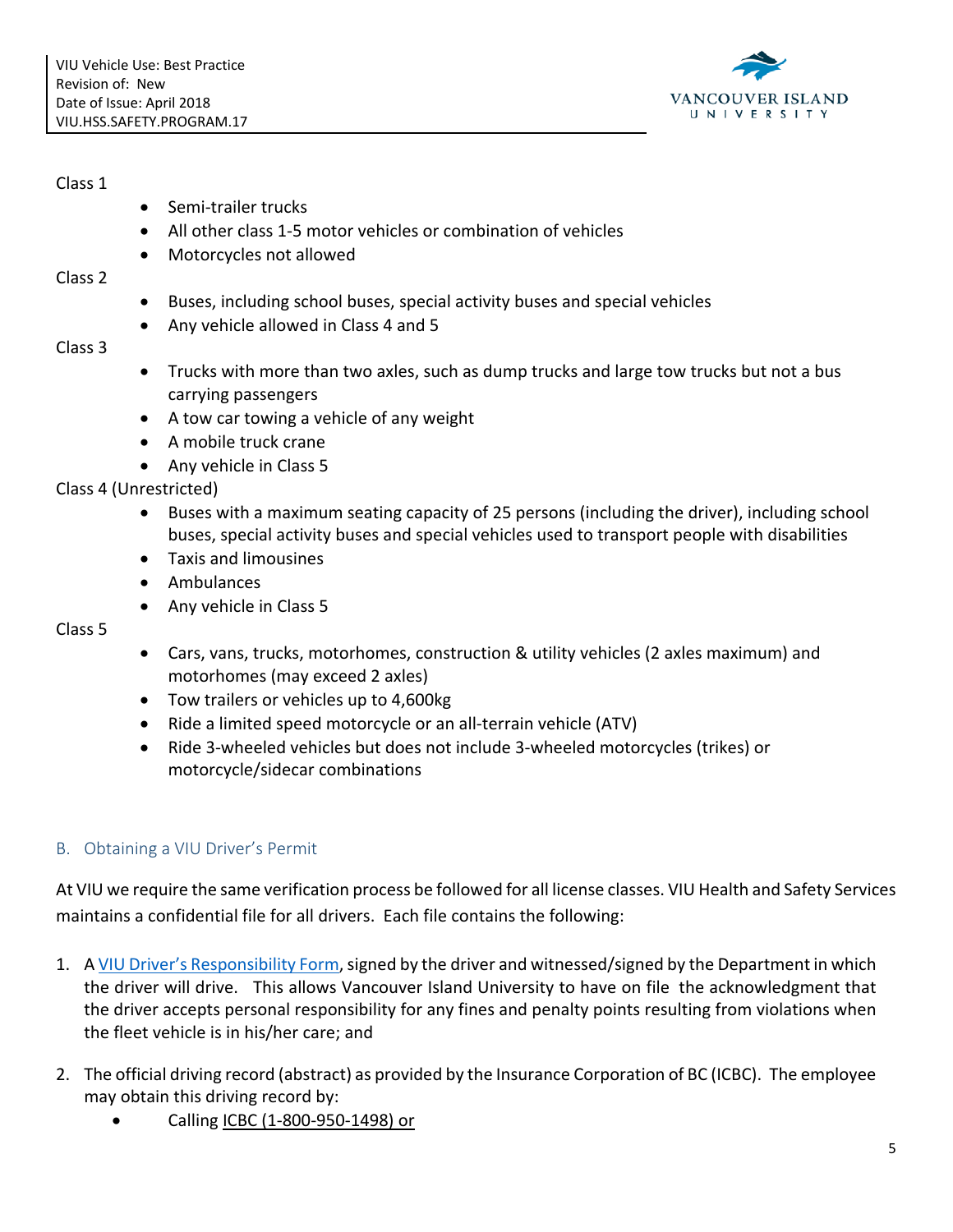Class 1

- Semi-trailer trucks
- All other class 1-5 motor vehicles or combination of vehicles
- Motorcycles not allowed

Class 2

- Buses, including school buses, special activity buses and special vehicles
- Any vehicle allowed in Class 4 and 5

Class 3

- Trucks with more than two axles, such as dump trucks and large tow trucks but not a bus carrying passengers
- A tow car towing a vehicle of any weight
- A mobile truck crane
- Any vehicle in Class 5

Class 4 (Unrestricted)

- Buses with a maximum seating capacity of 25 persons (including the driver), including school buses, special activity buses and special vehicles used to transport people with disabilities
- Taxis and limousines
- Ambulances
- Any vehicle in Class 5

Class 5

- Cars, vans, trucks, motorhomes, construction & utility vehicles (2 axles maximum) and motorhomes (may exceed 2 axles)
- Tow trailers or vehicles up to 4,600kg
- Ride a limited speed motorcycle or an all-terrain vehicle (ATV)
- Ride 3-wheeled vehicles but does not include 3-wheeled motorcycles (trikes) or motorcycle/sidecar combinations

## B. Obtaining a VIU Driver's Permit

At VIU we require the same verification process be followed for all license classes. VIU Health and Safety Services maintains a confidential file for all drivers. Each file contains the following:

1. A VIU Driver's Responsibility Form, signed by the driver and witnessed/signed by the Department in which the driver will drive. This allows Vancouver Island University to have on file the acknowledgment that the driver accepts personal responsibility for any fines and penalty points resulting from violations when the fleet vehicle is in his/her care; and

2. The official driving record (abstract) as provided by the Insurance Corporation of BC (ICBC). The employee may obtain this driving record by:
   - Calling ICBC (1-800-950-1498) or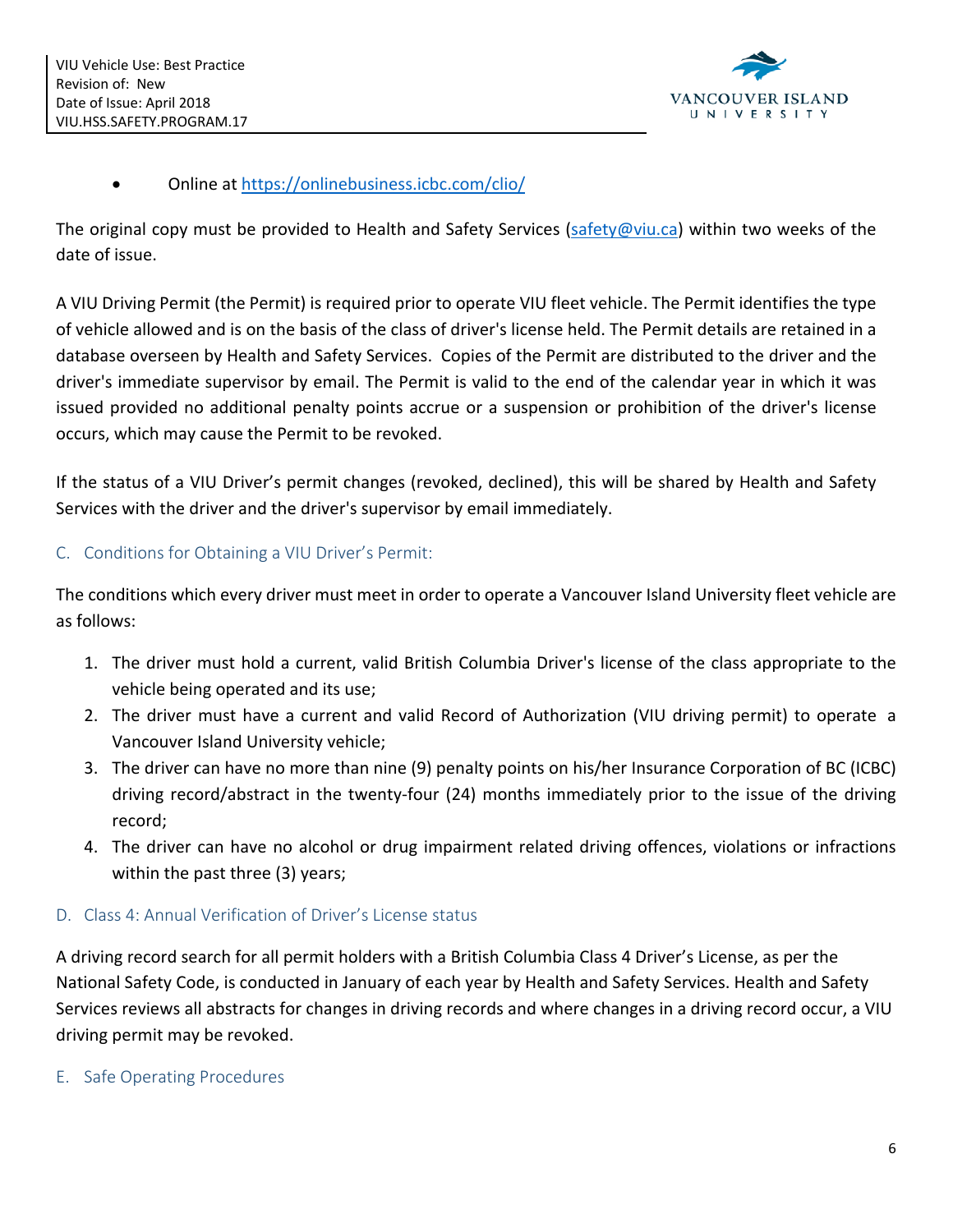- Online at https://onlinebusiness.icbc.com/clio/

The original copy must be provided to Health and Safety Services (safety@viu.ca) within two weeks of the date of issue.

A VIU Driving Permit (the Permit) is required prior to operate VIU fleet vehicle. The Permit identifies the type of vehicle allowed and is on the basis of the class of driver's license held. The Permit details are retained in a database overseen by Health and Safety Services. Copies of the Permit are distributed to the driver and the driver's immediate supervisor by email. The Permit is valid to the end of the calendar year in which it was issued provided no additional penalty points accrue or a suspension or prohibition of the driver's license occurs, which may cause the Permit to be revoked.

If the status of a VIU Driver's permit changes (revoked, declined), this will be shared by Health and Safety Services with the driver and the driver's supervisor by email immediately.

## C. Conditions for Obtaining a VIU Driver's Permit:

The conditions which every driver must meet in order to operate a Vancouver Island University fleet vehicle are as follows:

1. The driver must hold a current, valid British Columbia Driver's license of the class appropriate to the vehicle being operated and its use;
2. The driver must have a current and valid Record of Authorization (VIU driving permit) to operate a Vancouver Island University vehicle;
3. The driver can have no more than nine (9) penalty points on his/her Insurance Corporation of BC (ICBC) driving record/abstract in the twenty-four (24) months immediately prior to the issue of the driving record;
4. The driver can have no alcohol or drug impairment related driving offences, violations or infractions within the past three (3) years;

## D. Class 4: Annual Verification of Driver's License status

A driving record search for all permit holders with a British Columbia Class 4 Driver's License, as per the National Safety Code, is conducted in January of each year by Health and Safety Services. Health and Safety Services reviews all abstracts for changes in driving records and where changes in a driving record occur, a VIU driving permit may be revoked.

## E. Safe Operating Procedures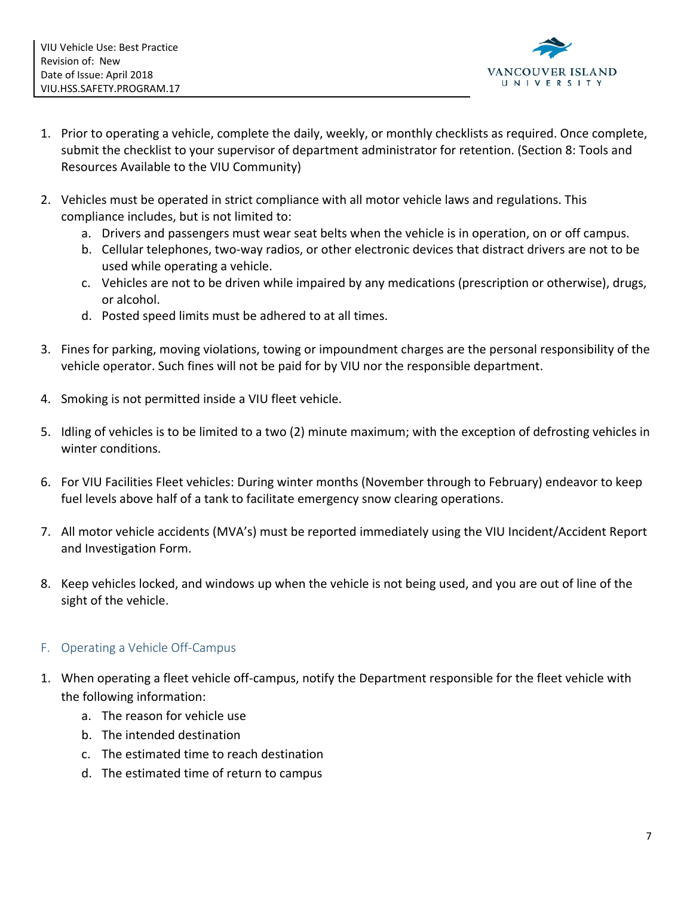1. Prior to operating a vehicle, complete the daily, weekly, or monthly checklists as required. Once complete, submit the checklist to your supervisor of department administrator for retention. (Section 8: Tools and Resources Available to the VIU Community)

2. Vehicles must be operated in strict compliance with all motor vehicle laws and regulations. This compliance includes, but is not limited to:
   a. Drivers and passengers must wear seat belts when the vehicle is in operation, on or off campus.
   b. Cellular telephones, two-way radios, or other electronic devices that distract drivers are not to be used while operating a vehicle.
   c. Vehicles are not to be driven while impaired by any medications (prescription or otherwise), drugs, or alcohol.
   d. Posted speed limits must be adhered to at all times.

3. Fines for parking, moving violations, towing or impoundment charges are the personal responsibility of the vehicle operator. Such fines will not be paid for by VIU nor the responsible department.

4. Smoking is not permitted inside a VIU fleet vehicle.

5. Idling of vehicles is to be limited to a two (2) minute maximum; with the exception of defrosting vehicles in winter conditions.

6. For VIU Facilities Fleet vehicles: During winter months (November through to February) endeavor to keep fuel levels above half of a tank to facilitate emergency snow clearing operations.

7. All motor vehicle accidents (MVA's) must be reported immediately using the VIU Incident/Accident Report and Investigation Form.

8. Keep vehicles locked, and windows up when the vehicle is not being used, and you are out of line of the sight of the vehicle.

## F. Operating a Vehicle Off-Campus

1. When operating a fleet vehicle off-campus, notify the Department responsible for the fleet vehicle with the following information:
   a. The reason for vehicle use
   b. The intended destination
   c. The estimated time to reach destination
   d. The estimated time of return to campus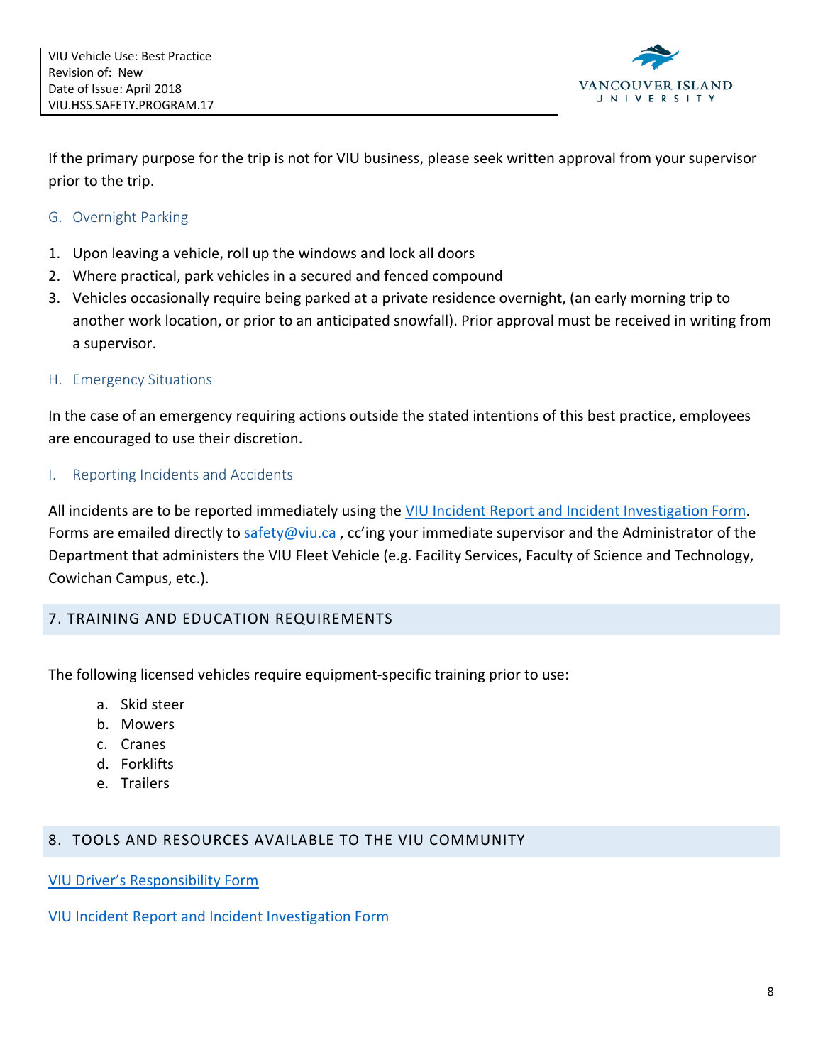If the primary purpose for the trip is not for VIU business, please seek written approval from your supervisor prior to the trip.

### G. Overnight Parking

1. Upon leaving a vehicle, roll up the windows and lock all doors
2. Where practical, park vehicles in a secured and fenced compound
3. Vehicles occasionally require being parked at a private residence overnight, (an early morning trip to another work location, or prior to an anticipated snowfall). Prior approval must be received in writing from a supervisor.

### H. Emergency Situations

In the case of an emergency requiring actions outside the stated intentions of this best practice, employees are encouraged to use their discretion.

### I. Reporting Incidents and Accidents

All incidents are to be reported immediately using the VIU Incident Report and Incident Investigation Form. Forms are emailed directly to safety@viu.ca , cc'ing your immediate supervisor and the Administrator of the Department that administers the VIU Fleet Vehicle (e.g. Facility Services, Faculty of Science and Technology, Cowichan Campus, etc.).

## 7. TRAINING AND EDUCATION REQUIREMENTS

The following licensed vehicles require equipment-specific training prior to use:

a. Skid steer
b. Mowers
c. Cranes
d. Forklifts
e. Trailers

## 8. TOOLS AND RESOURCES AVAILABLE TO THE VIU COMMUNITY

VIU Driver's Responsibility Form

VIU Incident Report and Incident Investigation Form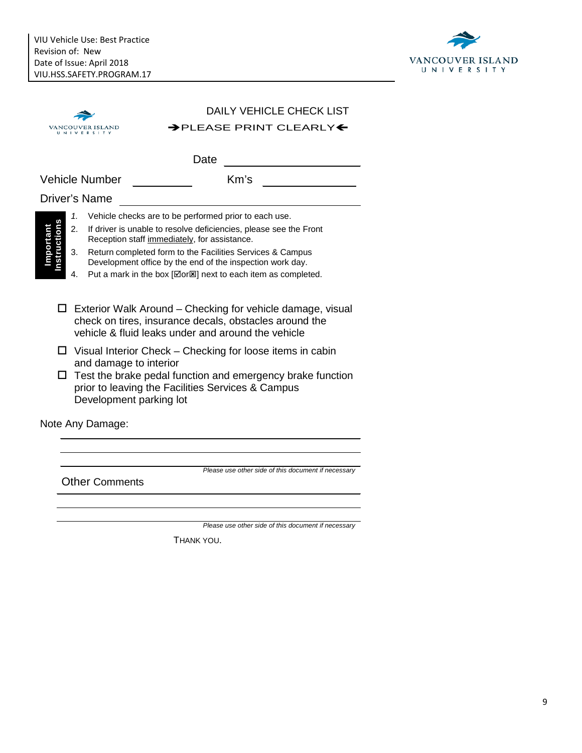# DAILY VEHICLE CHECK LIST

**➔PLEASE PRINT CLEARLY⬅**

Date ____________________

Vehicle Number __________ Km's ______________

Driver's Name ______________________________

**Important Instructions**

1. Vehicle checks are to be performed prior to each use.
2. If driver is unable to resolve deficiencies, please see the Front Reception staff <u>immediately</u>, for assistance.
3. Return completed form to the Facilities Services & Campus Development office by the end of the inspection work day.
4. Put a mark in the box [☑or☒] next to each item as completed.

- ☐ Exterior Walk Around – Checking for vehicle damage, visual check on tires, insurance decals, obstacles around the vehicle & fluid leaks under and around the vehicle
- ☐ Visual Interior Check – Checking for loose items in cabin and damage to interior
- ☐ Test the brake pedal function and emergency brake function prior to leaving the Facilities Services & Campus Development parking lot

Note Any Damage:

______________________________

______________________________

______________________________

*Please use other side of this document if necessary*

Other Comments

______________________________

______________________________

______________________________

*Please use other side of this document if necessary*

THANK YOU.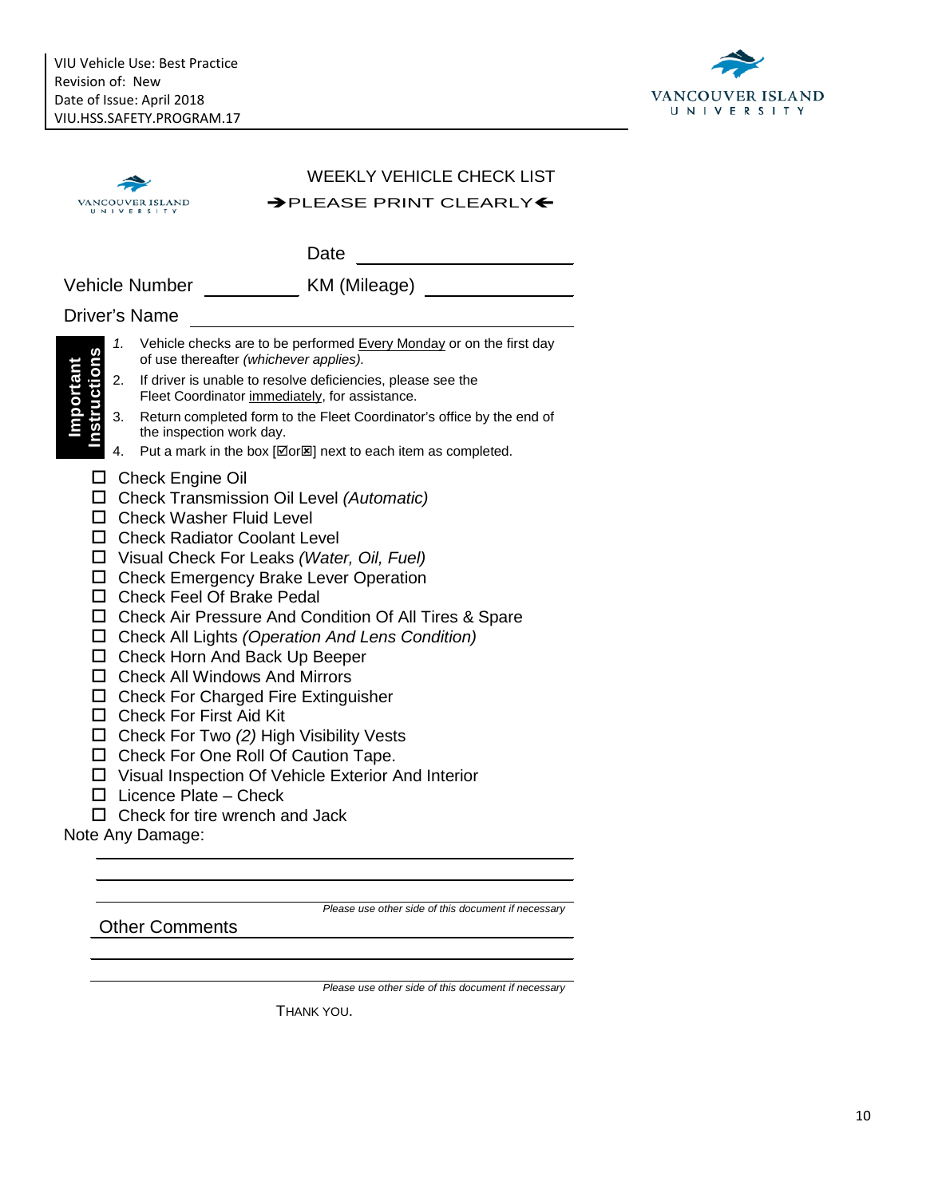# WEEKLY VEHICLE CHECK LIST

**➔PLEASE PRINT CLEARLY🡐**

Date ____________________

Vehicle Number ____________ KM (Mileage) ____________________

Driver's Name ______________________________________

**Important Instructions**

1. Vehicle checks are to be performed Every Monday or on the first day of use thereafter *(whichever applies).*
2. If driver is unable to resolve deficiencies, please see the Fleet Coordinator immediately, for assistance.
3. Return completed form to the Fleet Coordinator's office by the end of the inspection work day.
4. Put a mark in the box [☑or☒] next to each item as completed.

- ☐ Check Engine Oil
- ☐ Check Transmission Oil Level *(Automatic)*
- ☐ Check Washer Fluid Level
- ☐ Check Radiator Coolant Level
- ☐ Visual Check For Leaks *(Water, Oil, Fuel)*
- ☐ Check Emergency Brake Lever Operation
- ☐ Check Feel Of Brake Pedal
- ☐ Check Air Pressure And Condition Of All Tires & Spare
- ☐ Check All Lights *(Operation And Lens Condition)*
- ☐ Check Horn And Back Up Beeper
- ☐ Check All Windows And Mirrors
- ☐ Check For Charged Fire Extinguisher
- ☐ Check For First Aid Kit
- ☐ Check For Two *(2)* High Visibility Vests
- ☐ Check For One Roll Of Caution Tape.
- ☐ Visual Inspection Of Vehicle Exterior And Interior
- ☐ Licence Plate – Check
- ☐ Check for tire wrench and Jack

Note Any Damage:

______________________________________

______________________________________

______________________________________

*Please use other side of this document if necessary*

Other Comments ______________________________________

______________________________________

______________________________________

*Please use other side of this document if necessary*

THANK YOU.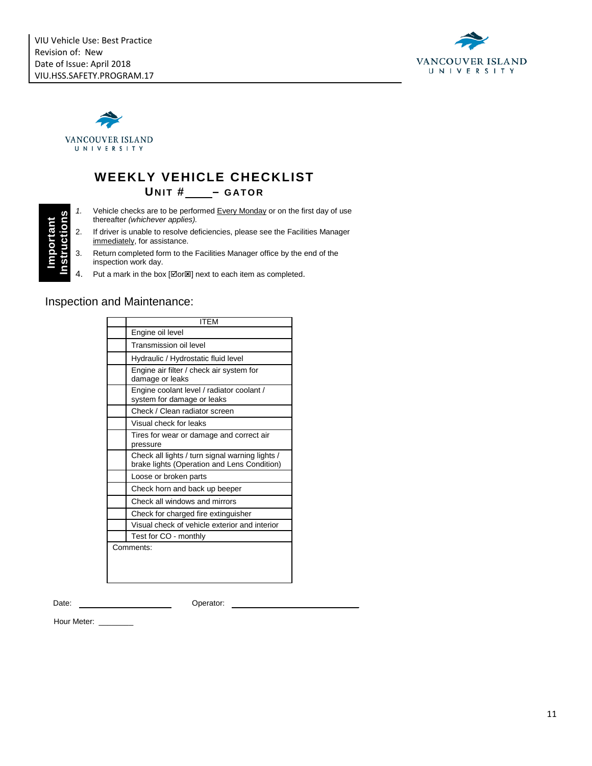VANCOUVER ISLAND UNIVERSITY

# WEEKLY VEHICLE CHECKLIST

## UNIT #____ – GATOR

**Important Instructions**

1. Vehicle checks are to be performed Every Monday or on the first day of use thereafter *(whichever applies).*
2. If driver is unable to resolve deficiencies, please see the Facilities Manager immediately, for assistance.
3. Return completed form to the Facilities Manager office by the end of the inspection work day.
4. Put a mark in the box [☑or☒] next to each item as completed.

Inspection and Maintenance:

| | ITEM |
|---|---|
| | Engine oil level |
| | Transmission oil level |
| | Hydraulic / Hydrostatic fluid level |
| | Engine air filter / check air system for damage or leaks |
| | Engine coolant level / radiator coolant / system for damage or leaks |
| | Check / Clean radiator screen |
| | Visual check for leaks |
| | Tires for wear or damage and correct air pressure |
| | Check all lights / turn signal warning lights / brake lights (Operation and Lens Condition) |
| | Loose or broken parts |
| | Check horn and back up beeper |
| | Check all windows and mirrors |
| | Check for charged fire extinguisher |
| | Visual check of vehicle exterior and interior |
| | Test for CO - monthly |
| Comments: | |

Date: ____________________ Operator: ____________________________

Hour Meter: ________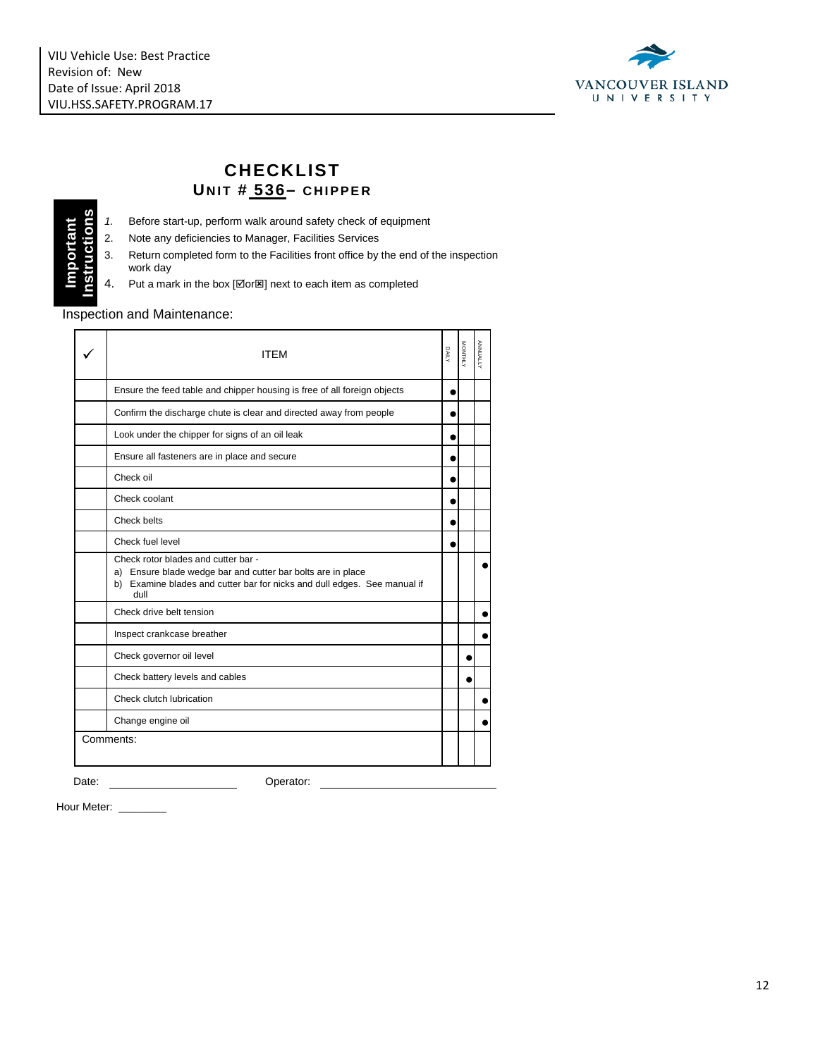VIU Vehicle Use: Best Practice
Revision of: New
Date of Issue: April 2018
VIU.HSS.SAFETY.PROGRAM.17

# CHECKLIST

## UNIT # 536 – CHIPPER

**Important Instructions**

1. Before start-up, perform walk around safety check of equipment
2. Note any deficiencies to Manager, Facilities Services
3. Return completed form to the Facilities front office by the end of the inspection work day
4. Put a mark in the box [☑or☒] next to each item as completed

Inspection and Maintenance:

| ✓ | ITEM | DAILY | MONTHLY | ANNUALLY |
|---|---|---|---|---|
| | Ensure the feed table and chipper housing is free of all foreign objects | ● | | |
| | Confirm the discharge chute is clear and directed away from people | ● | | |
| | Look under the chipper for signs of an oil leak | ● | | |
| | Ensure all fasteners are in place and secure | ● | | |
| | Check oil | ● | | |
| | Check coolant | ● | | |
| | Check belts | ● | | |
| | Check fuel level | ● | | |
| | Check rotor blades and cutter bar - a) Ensure blade wedge bar and cutter bar bolts are in place b) Examine blades and cutter bar for nicks and dull edges. See manual if dull | | | ● |
| | Check drive belt tension | | | ● |
| | Inspect crankcase breather | | | ● |
| | Check governor oil level | | ● | |
| | Check battery levels and cables | | ● | |
| | Check clutch lubrication | | | ● |
| | Change engine oil | | | ● |
| Comments: | | | | |

Date: ____________________ Operator: ______________________

Hour Meter: ________